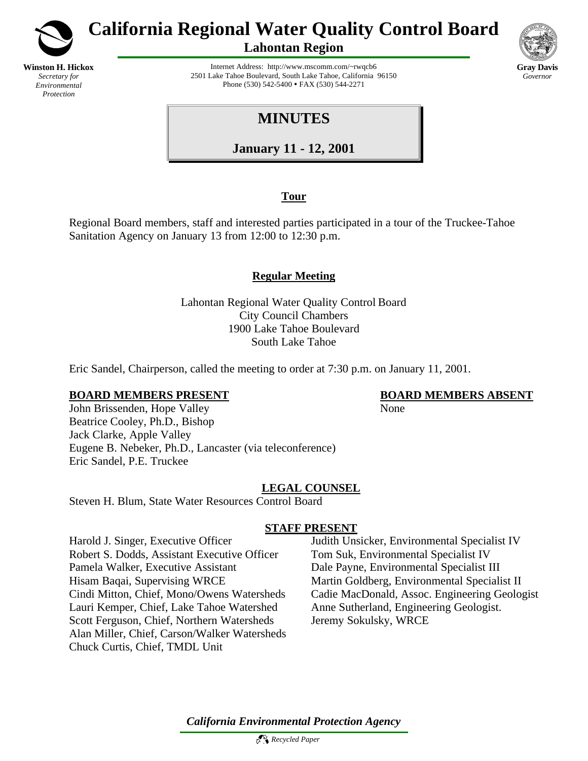**Winston H. Hickox**
*Secretary for Environmental Protection*

# California Regional Water Quality Control Board

## Lahontan Region

Internet Address: http://www.mscomm.com/~rwqcb6
2501 Lake Tahoe Boulevard, South Lake Tahoe, California 96150
Phone (530) 542-5400 • FAX (530) 544-2271

**Gray Davis**
*Governor*

# MINUTES

## January 11 - 12, 2001

### Tour

Regional Board members, staff and interested parties participated in a tour of the Truckee-Tahoe Sanitation Agency on January 13 from 12:00 to 12:30 p.m.

### Regular Meeting

Lahontan Regional Water Quality Control Board
City Council Chambers
1900 Lake Tahoe Boulevard
South Lake Tahoe

Eric Sandel, Chairperson, called the meeting to order at 7:30 p.m. on January 11, 2001.

**BOARD MEMBERS PRESENT**

John Brissenden, Hope Valley
Beatrice Cooley, Ph.D., Bishop
Jack Clarke, Apple Valley
Eugene B. Nebeker, Ph.D., Lancaster (via teleconference)
Eric Sandel, P.E. Truckee

**BOARD MEMBERS ABSENT**

None

**LEGAL COUNSEL**

Steven H. Blum, State Water Resources Control Board

**STAFF PRESENT**

Harold J. Singer, Executive Officer
Robert S. Dodds, Assistant Executive Officer
Pamela Walker, Executive Assistant
Hisam Baqai, Supervising WRCE
Cindi Mitton, Chief, Mono/Owens Watersheds
Lauri Kemper, Chief, Lake Tahoe Watershed
Scott Ferguson, Chief, Northern Watersheds
Alan Miller, Chief, Carson/Walker Watersheds
Chuck Curtis, Chief, TMDL Unit
Judith Unsicker, Environmental Specialist IV
Tom Suk, Environmental Specialist IV
Dale Payne, Environmental Specialist III
Martin Goldberg, Environmental Specialist II
Cadie MacDonald, Assoc. Engineering Geologist
Anne Sutherland, Engineering Geologist.
Jeremy Sokulsky, WRCE

*California Environmental Protection Agency*

*Recycled Paper*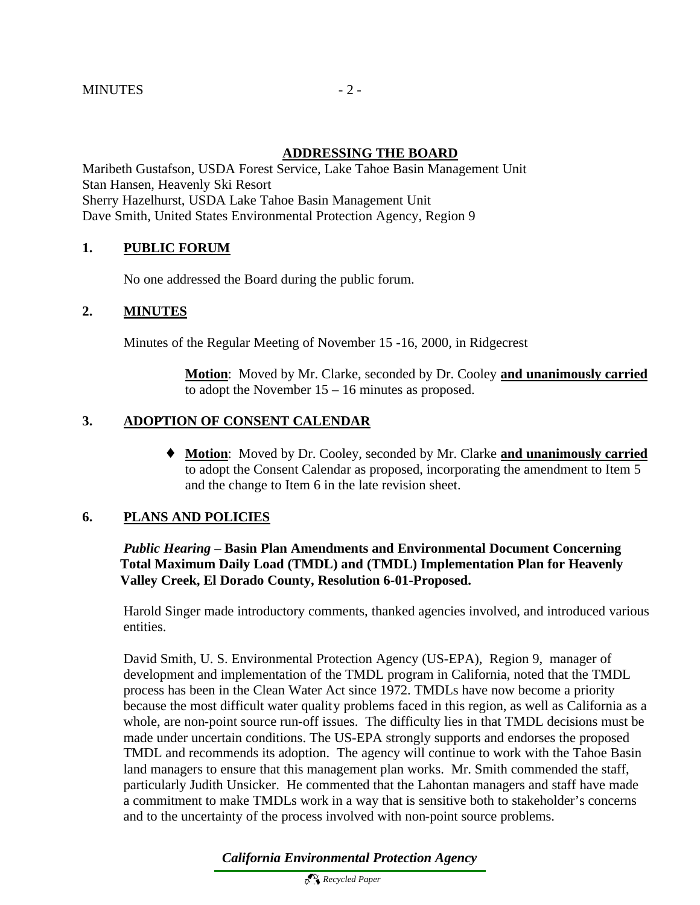## ADDRESSING THE BOARD

Maribeth Gustafson, USDA Forest Service, Lake Tahoe Basin Management Unit
Stan Hansen, Heavenly Ski Resort
Sherry Hazelhurst, USDA Lake Tahoe Basin Management Unit
Dave Smith, United States Environmental Protection Agency, Region 9

## 1. PUBLIC FORUM

No one addressed the Board during the public forum.

## 2. MINUTES

Minutes of the Regular Meeting of November 15 -16, 2000, in Ridgecrest

> **Motion**: Moved by Mr. Clarke, seconded by Dr. Cooley **and unanimously carried** to adopt the November 15 – 16 minutes as proposed.

## 3. ADOPTION OF CONSENT CALENDAR

- **Motion**: Moved by Dr. Cooley, seconded by Mr. Clarke **and unanimously carried** to adopt the Consent Calendar as proposed, incorporating the amendment to Item 5 and the change to Item 6 in the late revision sheet.

## 6. PLANS AND POLICIES

*Public Hearing* – **Basin Plan Amendments and Environmental Document Concerning Total Maximum Daily Load (TMDL) and (TMDL) Implementation Plan for Heavenly Valley Creek, El Dorado County, Resolution 6-01-Proposed.**

Harold Singer made introductory comments, thanked agencies involved, and introduced various entities.

David Smith, U. S. Environmental Protection Agency (US-EPA), Region 9, manager of development and implementation of the TMDL program in California, noted that the TMDL process has been in the Clean Water Act since 1972. TMDLs have now become a priority because the most difficult water quality problems faced in this region, as well as California as a whole, are non-point source run-off issues. The difficulty lies in that TMDL decisions must be made under uncertain conditions. The US-EPA strongly supports and endorses the proposed TMDL and recommends its adoption. The agency will continue to work with the Tahoe Basin land managers to ensure that this management plan works. Mr. Smith commended the staff, particularly Judith Unsicker. He commented that the Lahontan managers and staff have made a commitment to make TMDLs work in a way that is sensitive both to stakeholder's concerns and to the uncertainty of the process involved with non-point source problems.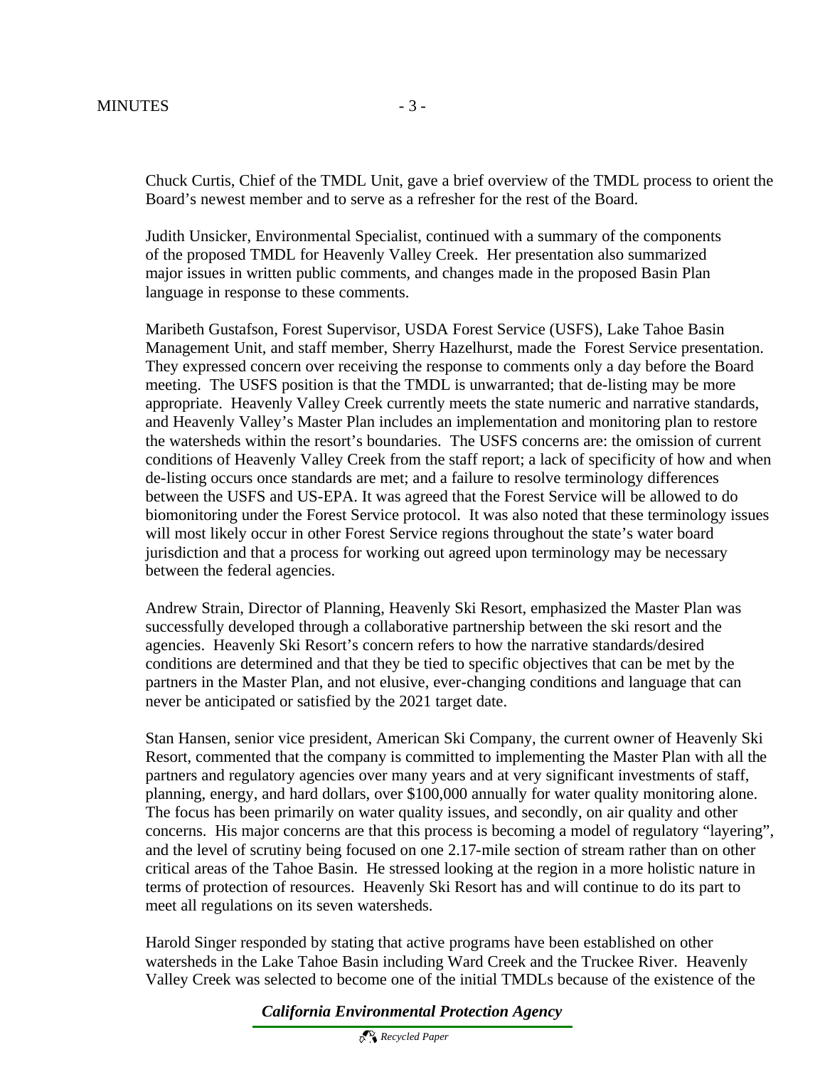Chuck Curtis, Chief of the TMDL Unit, gave a brief overview of the TMDL process to orient the Board's newest member and to serve as a refresher for the rest of the Board.

Judith Unsicker, Environmental Specialist, continued with a summary of the components of the proposed TMDL for Heavenly Valley Creek. Her presentation also summarized major issues in written public comments, and changes made in the proposed Basin Plan language in response to these comments.

Maribeth Gustafson, Forest Supervisor, USDA Forest Service (USFS), Lake Tahoe Basin Management Unit, and staff member, Sherry Hazelhurst, made the Forest Service presentation. They expressed concern over receiving the response to comments only a day before the Board meeting. The USFS position is that the TMDL is unwarranted; that de-listing may be more appropriate. Heavenly Valley Creek currently meets the state numeric and narrative standards, and Heavenly Valley's Master Plan includes an implementation and monitoring plan to restore the watersheds within the resort's boundaries. The USFS concerns are: the omission of current conditions of Heavenly Valley Creek from the staff report; a lack of specificity of how and when de-listing occurs once standards are met; and a failure to resolve terminology differences between the USFS and US-EPA. It was agreed that the Forest Service will be allowed to do biomonitoring under the Forest Service protocol. It was also noted that these terminology issues will most likely occur in other Forest Service regions throughout the state's water board jurisdiction and that a process for working out agreed upon terminology may be necessary between the federal agencies.

Andrew Strain, Director of Planning, Heavenly Ski Resort, emphasized the Master Plan was successfully developed through a collaborative partnership between the ski resort and the agencies. Heavenly Ski Resort's concern refers to how the narrative standards/desired conditions are determined and that they be tied to specific objectives that can be met by the partners in the Master Plan, and not elusive, ever-changing conditions and language that can never be anticipated or satisfied by the 2021 target date.

Stan Hansen, senior vice president, American Ski Company, the current owner of Heavenly Ski Resort, commented that the company is committed to implementing the Master Plan with all the partners and regulatory agencies over many years and at very significant investments of staff, planning, energy, and hard dollars, over $100,000 annually for water quality monitoring alone. The focus has been primarily on water quality issues, and secondly, on air quality and other concerns. His major concerns are that this process is becoming a model of regulatory "layering", and the level of scrutiny being focused on one 2.17-mile section of stream rather than on other critical areas of the Tahoe Basin. He stressed looking at the region in a more holistic nature in terms of protection of resources. Heavenly Ski Resort has and will continue to do its part to meet all regulations on its seven watersheds.

Harold Singer responded by stating that active programs have been established on other watersheds in the Lake Tahoe Basin including Ward Creek and the Truckee River. Heavenly Valley Creek was selected to become one of the initial TMDLs because of the existence of the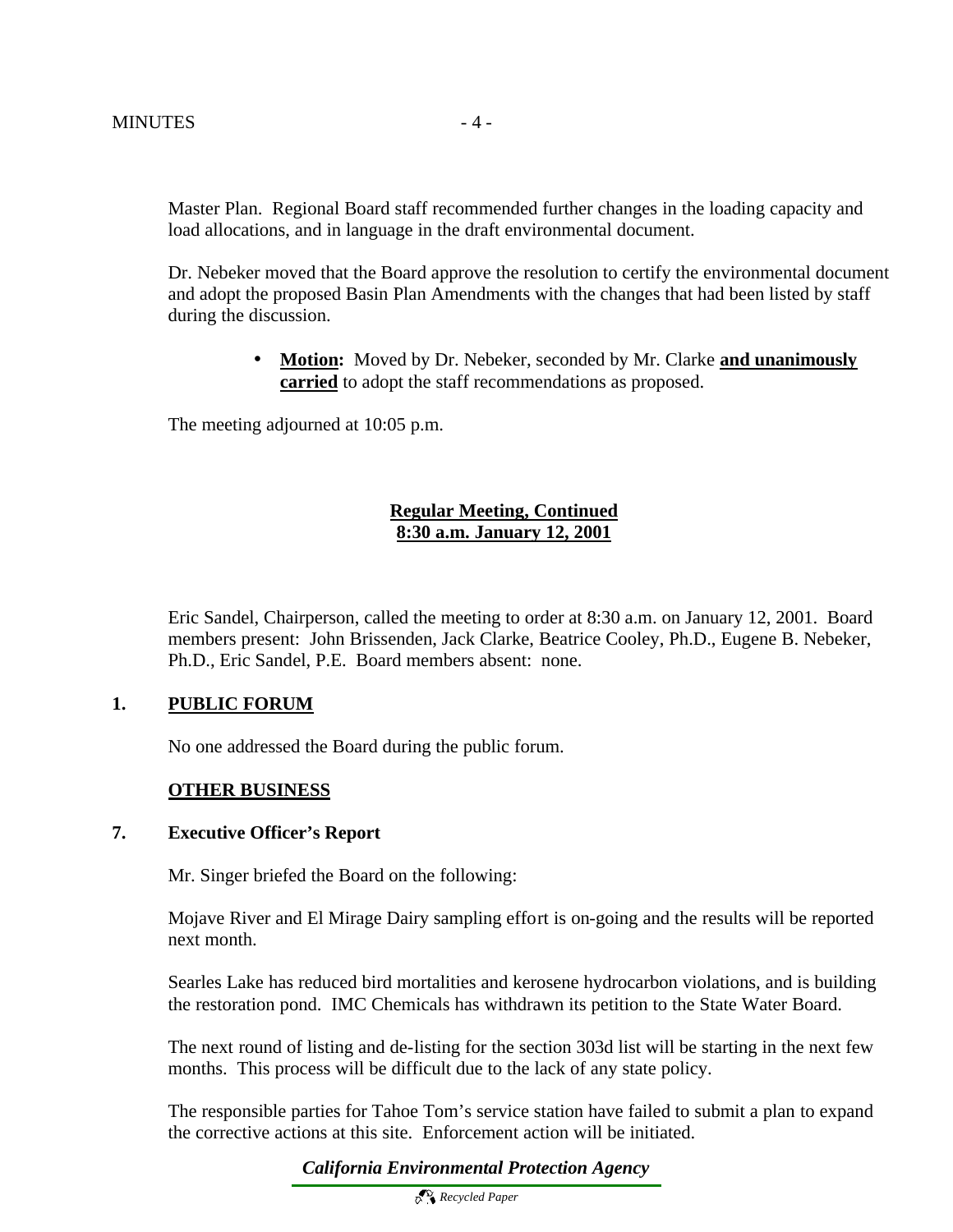Master Plan. Regional Board staff recommended further changes in the loading capacity and load allocations, and in language in the draft environmental document.

Dr. Nebeker moved that the Board approve the resolution to certify the environmental document and adopt the proposed Basin Plan Amendments with the changes that had been listed by staff during the discussion.

- **Motion:** Moved by Dr. Nebeker, seconded by Mr. Clarke **and unanimously carried** to adopt the staff recommendations as proposed.

The meeting adjourned at 10:05 p.m.

**Regular Meeting, Continued**
**8:30 a.m. January 12, 2001**

Eric Sandel, Chairperson, called the meeting to order at 8:30 a.m. on January 12, 2001. Board members present: John Brissenden, Jack Clarke, Beatrice Cooley, Ph.D., Eugene B. Nebeker, Ph.D., Eric Sandel, P.E. Board members absent: none.

## 1. PUBLIC FORUM

No one addressed the Board during the public forum.

## OTHER BUSINESS

### 7. Executive Officer's Report

Mr. Singer briefed the Board on the following:

Mojave River and El Mirage Dairy sampling effort is on-going and the results will be reported next month.

Searles Lake has reduced bird mortalities and kerosene hydrocarbon violations, and is building the restoration pond. IMC Chemicals has withdrawn its petition to the State Water Board.

The next round of listing and de-listing for the section 303d list will be starting in the next few months. This process will be difficult due to the lack of any state policy.

The responsible parties for Tahoe Tom's service station have failed to submit a plan to expand the corrective actions at this site. Enforcement action will be initiated.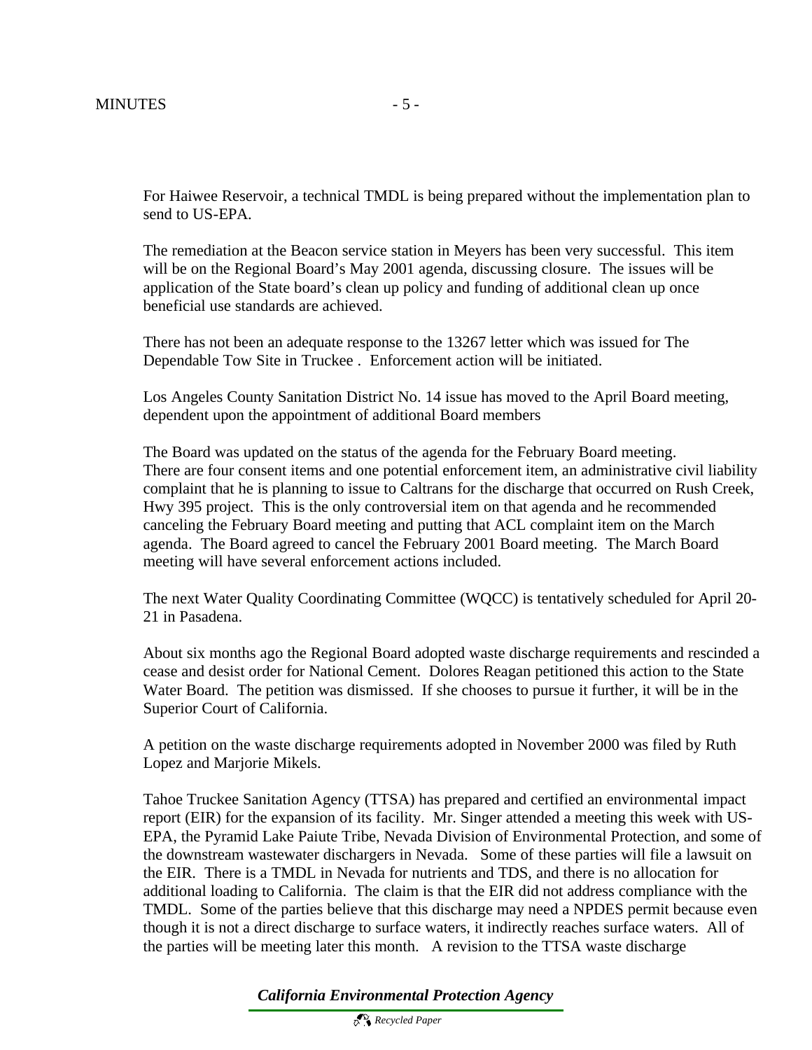For Haiwee Reservoir, a technical TMDL is being prepared without the implementation plan to send to US-EPA.

The remediation at the Beacon service station in Meyers has been very successful. This item will be on the Regional Board's May 2001 agenda, discussing closure. The issues will be application of the State board's clean up policy and funding of additional clean up once beneficial use standards are achieved.

There has not been an adequate response to the 13267 letter which was issued for The Dependable Tow Site in Truckee . Enforcement action will be initiated.

Los Angeles County Sanitation District No. 14 issue has moved to the April Board meeting, dependent upon the appointment of additional Board members

The Board was updated on the status of the agenda for the February Board meeting. There are four consent items and one potential enforcement item, an administrative civil liability complaint that he is planning to issue to Caltrans for the discharge that occurred on Rush Creek, Hwy 395 project. This is the only controversial item on that agenda and he recommended canceling the February Board meeting and putting that ACL complaint item on the March agenda. The Board agreed to cancel the February 2001 Board meeting. The March Board meeting will have several enforcement actions included.

The next Water Quality Coordinating Committee (WQCC) is tentatively scheduled for April 20-21 in Pasadena.

About six months ago the Regional Board adopted waste discharge requirements and rescinded a cease and desist order for National Cement. Dolores Reagan petitioned this action to the State Water Board. The petition was dismissed. If she chooses to pursue it further, it will be in the Superior Court of California.

A petition on the waste discharge requirements adopted in November 2000 was filed by Ruth Lopez and Marjorie Mikels.

Tahoe Truckee Sanitation Agency (TTSA) has prepared and certified an environmental impact report (EIR) for the expansion of its facility. Mr. Singer attended a meeting this week with US-EPA, the Pyramid Lake Paiute Tribe, Nevada Division of Environmental Protection, and some of the downstream wastewater dischargers in Nevada. Some of these parties will file a lawsuit on the EIR. There is a TMDL in Nevada for nutrients and TDS, and there is no allocation for additional loading to California. The claim is that the EIR did not address compliance with the TMDL. Some of the parties believe that this discharge may need a NPDES permit because even though it is not a direct discharge to surface waters, it indirectly reaches surface waters. All of the parties will be meeting later this month. A revision to the TTSA waste discharge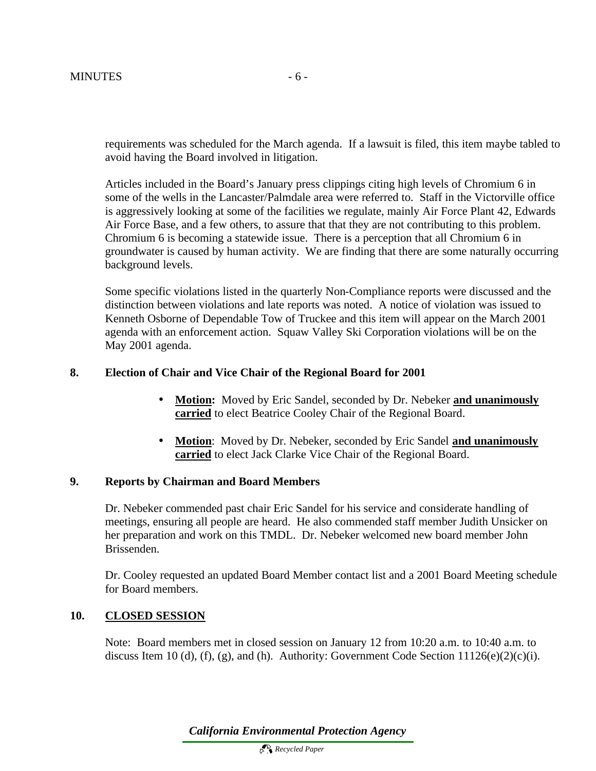requirements was scheduled for the March agenda. If a lawsuit is filed, this item maybe tabled to avoid having the Board involved in litigation.

Articles included in the Board's January press clippings citing high levels of Chromium 6 in some of the wells in the Lancaster/Palmdale area were referred to. Staff in the Victorville office is aggressively looking at some of the facilities we regulate, mainly Air Force Plant 42, Edwards Air Force Base, and a few others, to assure that that they are not contributing to this problem. Chromium 6 is becoming a statewide issue. There is a perception that all Chromium 6 in groundwater is caused by human activity. We are finding that there are some naturally occurring background levels.

Some specific violations listed in the quarterly Non-Compliance reports were discussed and the distinction between violations and late reports was noted. A notice of violation was issued to Kenneth Osborne of Dependable Tow of Truckee and this item will appear on the March 2001 agenda with an enforcement action. Squaw Valley Ski Corporation violations will be on the May 2001 agenda.

## 8. Election of Chair and Vice Chair of the Regional Board for 2001

- **Motion:** Moved by Eric Sandel, seconded by Dr. Nebeker **and unanimously carried** to elect Beatrice Cooley Chair of the Regional Board.
- **Motion**: Moved by Dr. Nebeker, seconded by Eric Sandel **and unanimously carried** to elect Jack Clarke Vice Chair of the Regional Board.

## 9. Reports by Chairman and Board Members

Dr. Nebeker commended past chair Eric Sandel for his service and considerate handling of meetings, ensuring all people are heard. He also commended staff member Judith Unsicker on her preparation and work on this TMDL. Dr. Nebeker welcomed new board member John Brissenden.

Dr. Cooley requested an updated Board Member contact list and a 2001 Board Meeting schedule for Board members.

## 10. CLOSED SESSION

Note: Board members met in closed session on January 12 from 10:20 a.m. to 10:40 a.m. to discuss Item 10 (d), (f), (g), and (h). Authority: Government Code Section 11126(e)(2)(c)(i).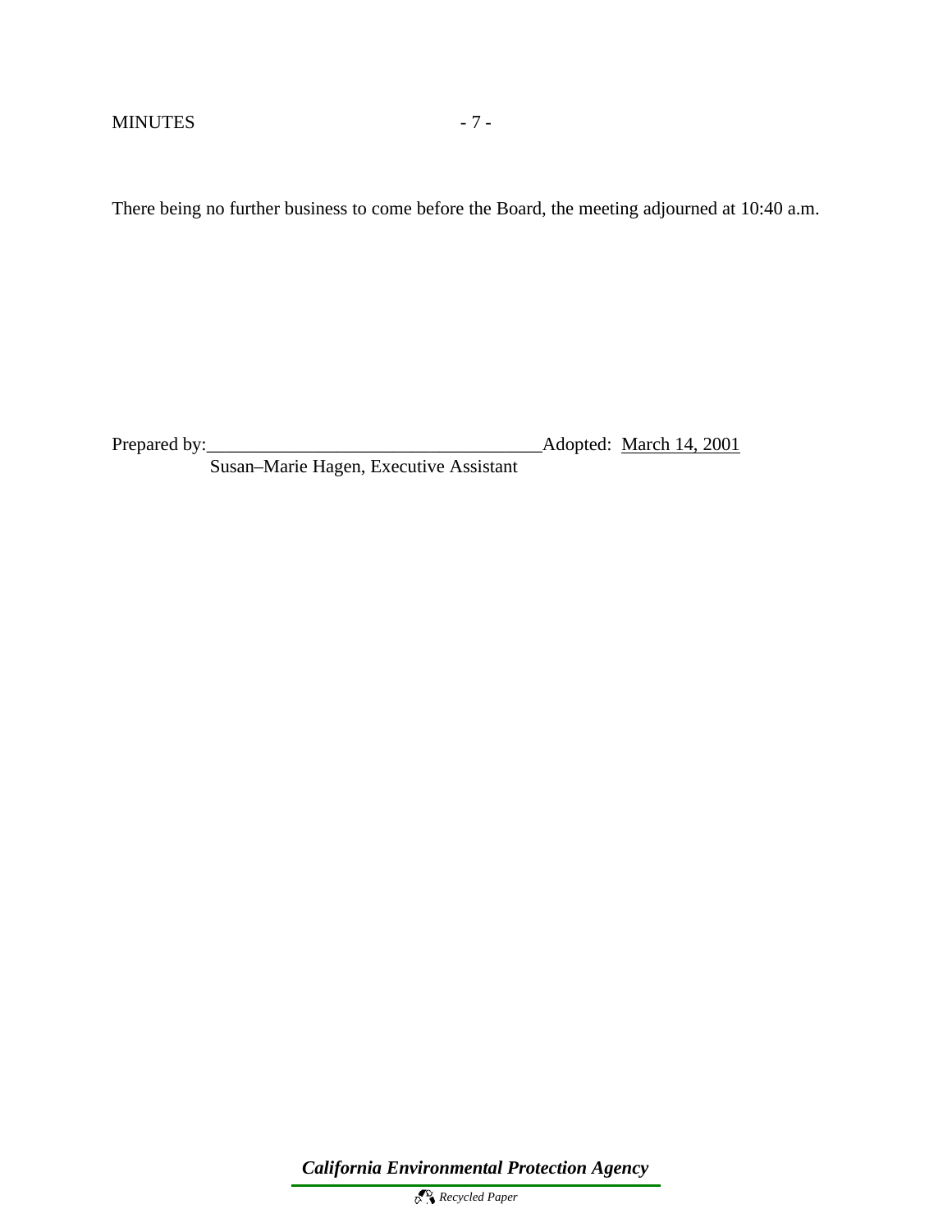There being no further business to come before the Board, the meeting adjourned at 10:40 a.m.

Prepared by:\_\_\_\_\_\_\_\_\_\_\_\_\_\_\_\_\_\_\_\_\_\_\_\_\_\_\_\_\_\_\_\_\_\_\_\_Adopted: March 14, 2001

Susan–Marie Hagen, Executive Assistant

***California Environmental Protection Agency***

*Recycled Paper*